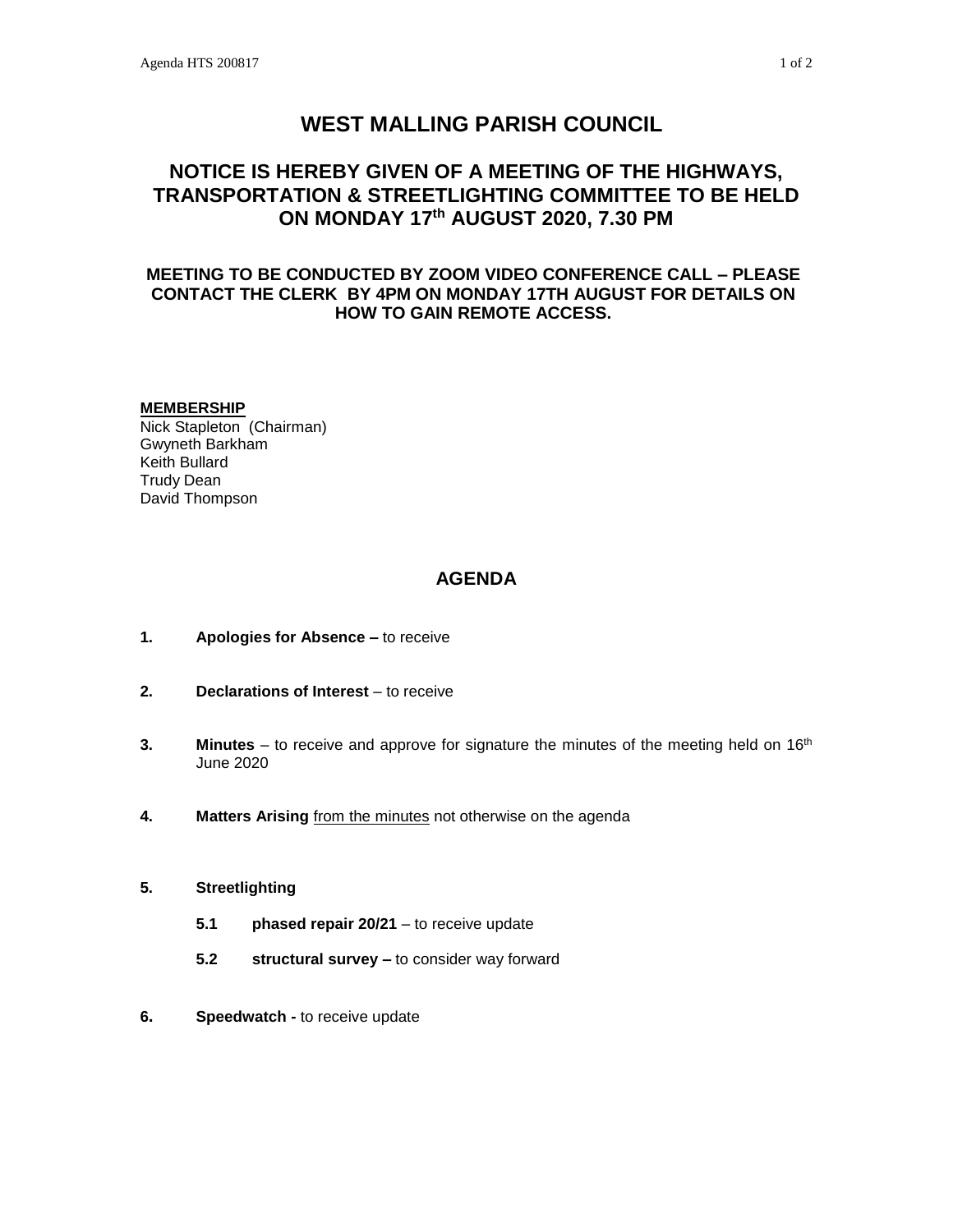# WEST MALLING PARISH COUNCIL

## NOTICE IS HEREBY GIVEN OF A MEETING OF THE HIGHWAYS, TRANSPORTATION & STREETLIGHTING COMMITTEE TO BE HELD ON MONDAY 17th AUGUST 2020, 7.30 PM

### MEETING TO BE CONDUCTED BY ZOOM VIDEO CONFERENCE CALL – PLEASE CONTACT THE CLERK BY 4PM ON MONDAY 17TH AUGUST FOR DETAILS ON HOW TO GAIN REMOTE ACCESS.

**MEMBERSHIP**

Nick Stapleton (Chairman)
Gwyneth Barkham
Keith Bullard
Trudy Dean
David Thompson

## AGENDA

1. **Apologies for Absence –** to receive

2. **Declarations of Interest** – to receive

3. **Minutes** – to receive and approve for signature the minutes of the meeting held on 16th June 2020

4. **Matters Arising** from the minutes not otherwise on the agenda

5. **Streetlighting**

   **5.1** **phased repair 20/21** – to receive update

   **5.2** **structural survey –** to consider way forward

6. **Speedwatch -** to receive update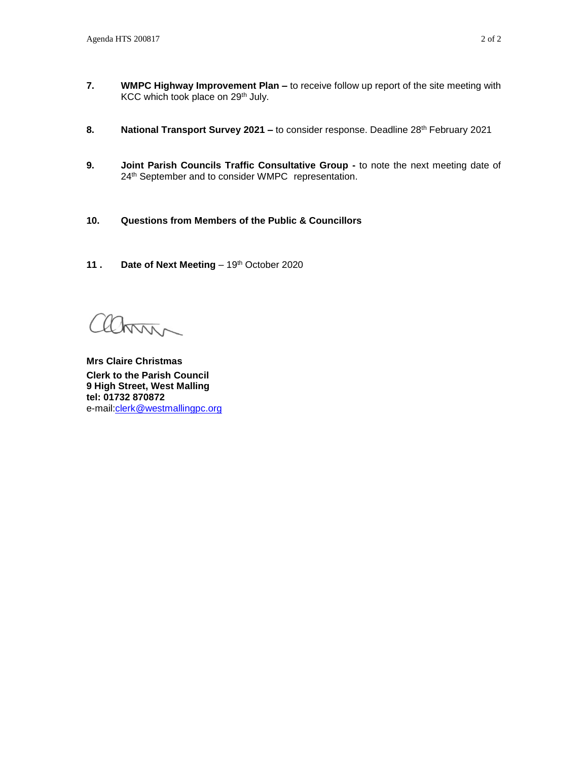**7.** **WMPC Highway Improvement Plan –** to receive follow up report of the site meeting with KCC which took place on 29th July.

**8.** **National Transport Survey 2021 –** to consider response. Deadline 28th February 2021

**9.** **Joint Parish Councils Traffic Consultative Group -** to note the next meeting date of 24th September and to consider WMPC representation.

**10.** **Questions from Members of the Public & Councillors**

**11 .** **Date of Next Meeting** – 19th October 2020

**Mrs Claire Christmas**
**Clerk to the Parish Council**
**9 High Street, West Malling**
**tel: 01732 870872**
e-mail:clerk@westmallingpc.org